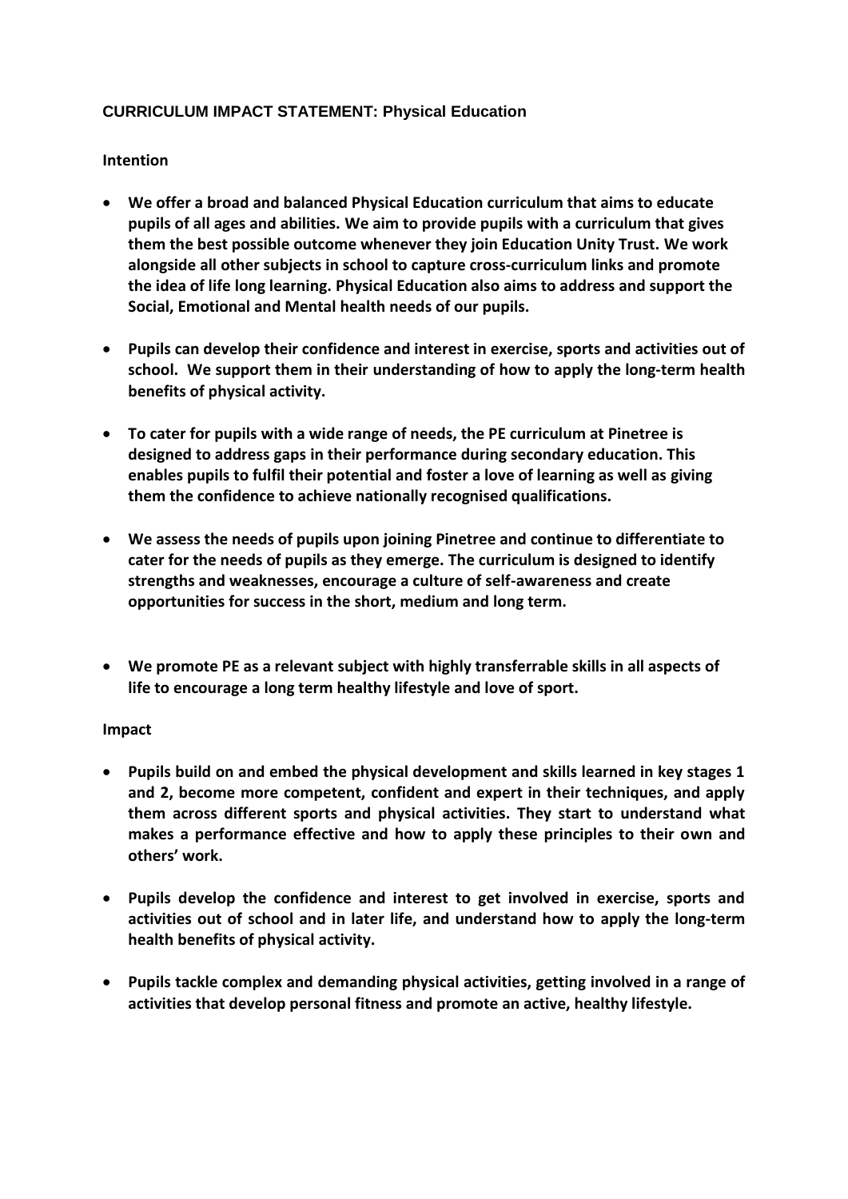## CURRICULUM IMPACT STATEMENT: Physical Education

**Intention**

- **We offer a broad and balanced Physical Education curriculum that aims to educate pupils of all ages and abilities. We aim to provide pupils with a curriculum that gives them the best possible outcome whenever they join Education Unity Trust. We work alongside all other subjects in school to capture cross-curriculum links and promote the idea of life long learning. Physical Education also aims to address and support the Social, Emotional and Mental health needs of our pupils.**
- **Pupils can develop their confidence and interest in exercise, sports and activities out of school. We support them in their understanding of how to apply the long-term health benefits of physical activity.**
- **To cater for pupils with a wide range of needs, the PE curriculum at Pinetree is designed to address gaps in their performance during secondary education. This enables pupils to fulfil their potential and foster a love of learning as well as giving them the confidence to achieve nationally recognised qualifications.**
- **We assess the needs of pupils upon joining Pinetree and continue to differentiate to cater for the needs of pupils as they emerge. The curriculum is designed to identify strengths and weaknesses, encourage a culture of self-awareness and create opportunities for success in the short, medium and long term.**
- **We promote PE as a relevant subject with highly transferrable skills in all aspects of life to encourage a long term healthy lifestyle and love of sport.**

**Impact**

- **Pupils build on and embed the physical development and skills learned in key stages 1 and 2, become more competent, confident and expert in their techniques, and apply them across different sports and physical activities. They start to understand what makes a performance effective and how to apply these principles to their own and others' work.**
- **Pupils develop the confidence and interest to get involved in exercise, sports and activities out of school and in later life, and understand how to apply the long-term health benefits of physical activity.**
- **Pupils tackle complex and demanding physical activities, getting involved in a range of activities that develop personal fitness and promote an active, healthy lifestyle.**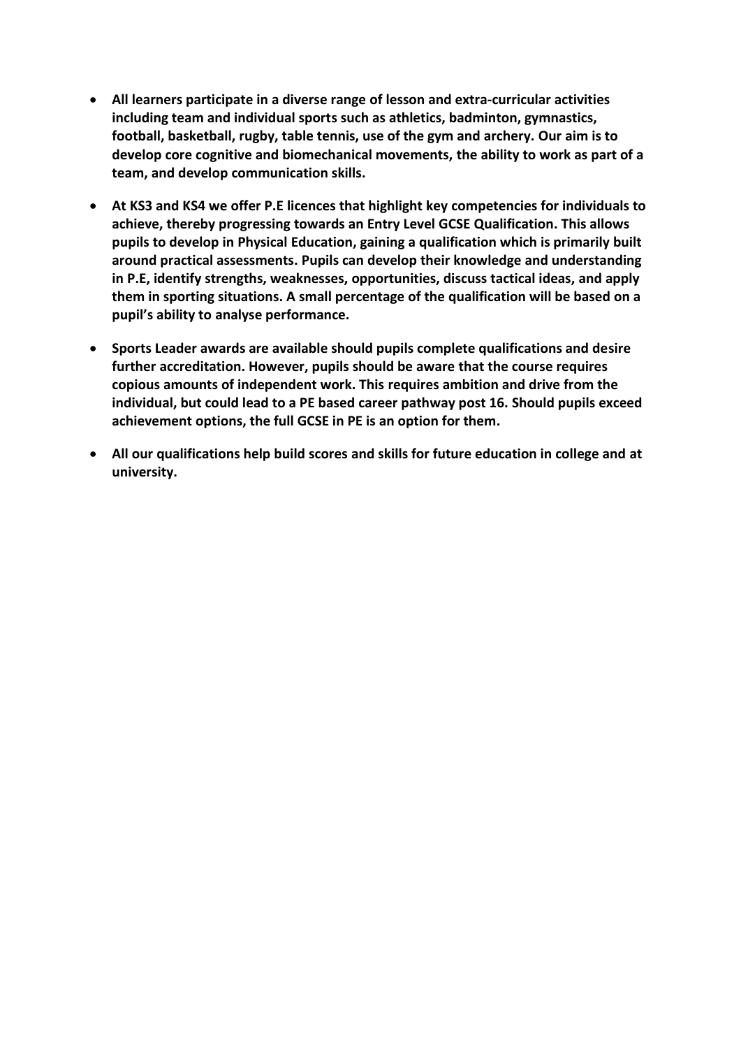- **All learners participate in a diverse range of lesson and extra-curricular activities including team and individual sports such as athletics, badminton, gymnastics, football, basketball, rugby, table tennis, use of the gym and archery. Our aim is to develop core cognitive and biomechanical movements, the ability to work as part of a team, and develop communication skills.**

- **At KS3 and KS4 we offer P.E licences that highlight key competencies for individuals to achieve, thereby progressing towards an Entry Level GCSE Qualification. This allows pupils to develop in Physical Education, gaining a qualification which is primarily built around practical assessments. Pupils can develop their knowledge and understanding in P.E, identify strengths, weaknesses, opportunities, discuss tactical ideas, and apply them in sporting situations. A small percentage of the qualification will be based on a pupil's ability to analyse performance.**

- **Sports Leader awards are available should pupils complete qualifications and desire further accreditation. However, pupils should be aware that the course requires copious amounts of independent work. This requires ambition and drive from the individual, but could lead to a PE based career pathway post 16. Should pupils exceed achievement options, the full GCSE in PE is an option for them.**

- **All our qualifications help build scores and skills for future education in college and at university.**